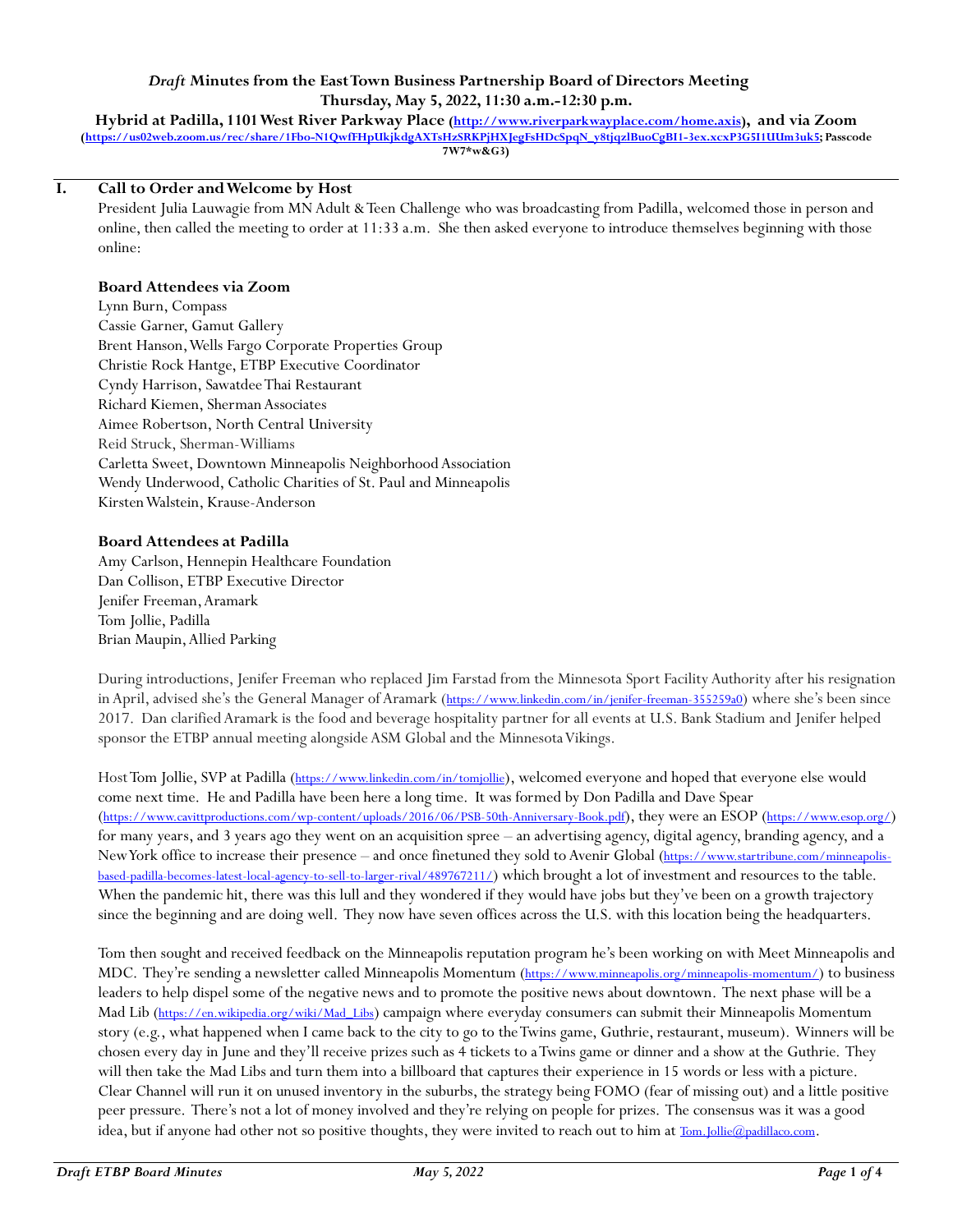# *Draft* Minutes from the East Town Business Partnership Board of Directors Meeting
## Thursday, May 5, 2022, 11:30 a.m.-12:30 p.m.

**Hybrid at Padilla, 1101 West River Parkway Place (http://www.riverparkwayplace.com/home.axis), and via Zoom (https://us02web.zoom.us/rec/share/1Fbo-N1QwfFHpUkjkdgAXTsHzSRKPjHXJegFsHDcSpqN_y8tjqzlBuoCgBI1-3ex.xcxP3G5I1UUm3uk5; Passcode 7W7*w&G3)**

## I. Call to Order and Welcome by Host

President Julia Lauwagie from MN Adult & Teen Challenge who was broadcasting from Padilla, welcomed those in person and online, then called the meeting to order at 11:33 a.m. She then asked everyone to introduce themselves beginning with those online:

**Board Attendees via Zoom**

Lynn Burn, Compass
Cassie Garner, Gamut Gallery
Brent Hanson, Wells Fargo Corporate Properties Group
Christie Rock Hantge, ETBP Executive Coordinator
Cyndy Harrison, Sawatdee Thai Restaurant
Richard Kiemen, Sherman Associates
Aimee Robertson, North Central University
Reid Struck, Sherman-Williams
Carletta Sweet, Downtown Minneapolis Neighborhood Association
Wendy Underwood, Catholic Charities of St. Paul and Minneapolis
Kirsten Walstein, Krause-Anderson

**Board Attendees at Padilla**

Amy Carlson, Hennepin Healthcare Foundation
Dan Collison, ETBP Executive Director
Jenifer Freeman, Aramark
Tom Jollie, Padilla
Brian Maupin, Allied Parking

During introductions, Jenifer Freeman who replaced Jim Farstad from the Minnesota Sport Facility Authority after his resignation in April, advised she's the General Manager of Aramark (https://www.linkedin.com/in/jenifer-freeman-355259a0) where she's been since 2017. Dan clarified Aramark is the food and beverage hospitality partner for all events at U.S. Bank Stadium and Jenifer helped sponsor the ETBP annual meeting alongside ASM Global and the Minnesota Vikings.

Host Tom Jollie, SVP at Padilla (https://www.linkedin.com/in/tomjollie), welcomed everyone and hoped that everyone else would come next time. He and Padilla have been here a long time. It was formed by Don Padilla and Dave Spear (https://www.cavittproductions.com/wp-content/uploads/2016/06/PSB-50th-Anniversary-Book.pdf), they were an ESOP (https://www.esop.org/) for many years, and 3 years ago they went on an acquisition spree – an advertising agency, digital agency, branding agency, and a New York office to increase their presence – and once finetuned they sold to Avenir Global (https://www.startribune.com/minneapolis-based-padilla-becomes-latest-local-agency-to-sell-to-larger-rival/489767211/) which brought a lot of investment and resources to the table. When the pandemic hit, there was this lull and they wondered if they would have jobs but they've been on a growth trajectory since the beginning and are doing well. They now have seven offices across the U.S. with this location being the headquarters.

Tom then sought and received feedback on the Minneapolis reputation program he's been working on with Meet Minneapolis and MDC. They're sending a newsletter called Minneapolis Momentum (https://www.minneapolis.org/minneapolis-momentum/) to business leaders to help dispel some of the negative news and to promote the positive news about downtown. The next phase will be a Mad Lib (https://en.wikipedia.org/wiki/Mad_Libs) campaign where everyday consumers can submit their Minneapolis Momentum story (e.g., what happened when I came back to the city to go to the Twins game, Guthrie, restaurant, museum). Winners will be chosen every day in June and they'll receive prizes such as 4 tickets to a Twins game or dinner and a show at the Guthrie. They will then take the Mad Libs and turn them into a billboard that captures their experience in 15 words or less with a picture. Clear Channel will run it on unused inventory in the suburbs, the strategy being FOMO (fear of missing out) and a little positive peer pressure. There's not a lot of money involved and they're relying on people for prizes. The consensus was it was a good idea, but if anyone had other not so positive thoughts, they were invited to reach out to him at Tom.Jollie@padillaco.com.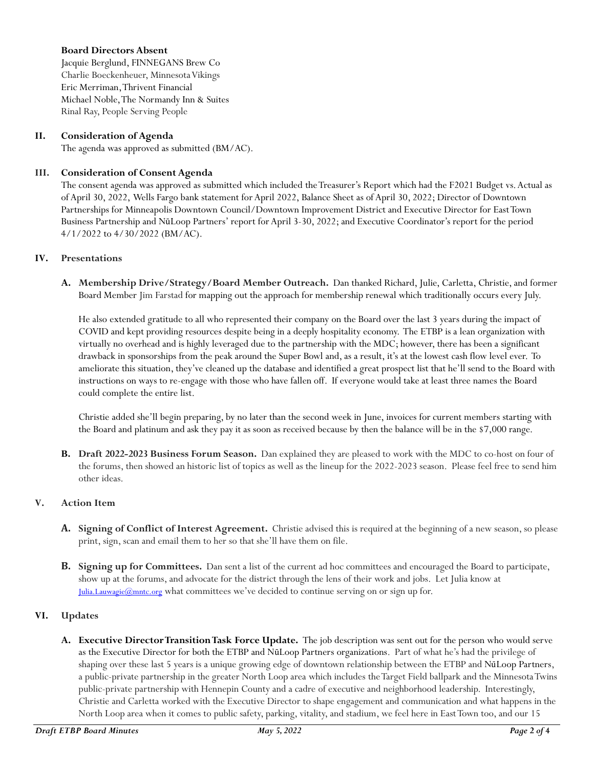**Board Directors Absent**
Jacquie Berglund, FINNEGANS Brew Co
Charlie Boeckenheuer, Minnesota Vikings
Eric Merriman, Thrivent Financial
Michael Noble, The Normandy Inn & Suites
Rinal Ray, People Serving People

## II. Consideration of Agenda

The agenda was approved as submitted (BM/AC).

## III. Consideration of Consent Agenda

The consent agenda was approved as submitted which included the Treasurer's Report which had the F2021 Budget vs. Actual as of April 30, 2022, Wells Fargo bank statement for April 2022, Balance Sheet as of April 30, 2022; Director of Downtown Partnerships for Minneapolis Downtown Council/Downtown Improvement District and Executive Director for East Town Business Partnership and NūLoop Partners' report for April 3-30, 2022; and Executive Coordinator's report for the period 4/1/2022 to 4/30/2022 (BM/AC).

## IV. Presentations

**A. Membership Drive/Strategy/Board Member Outreach.** Dan thanked Richard, Julie, Carletta, Christie, and former Board Member Jim Farstad for mapping out the approach for membership renewal which traditionally occurs every July.

He also extended gratitude to all who represented their company on the Board over the last 3 years during the impact of COVID and kept providing resources despite being in a deeply hospitality economy. The ETBP is a lean organization with virtually no overhead and is highly leveraged due to the partnership with the MDC; however, there has been a significant drawback in sponsorships from the peak around the Super Bowl and, as a result, it's at the lowest cash flow level ever. To ameliorate this situation, they've cleaned up the database and identified a great prospect list that he'll send to the Board with instructions on ways to re-engage with those who have fallen off. If everyone would take at least three names the Board could complete the entire list.

Christie added she'll begin preparing, by no later than the second week in June, invoices for current members starting with the Board and platinum and ask they pay it as soon as received because by then the balance will be in the $7,000 range.

**B. Draft 2022-2023 Business Forum Season.** Dan explained they are pleased to work with the MDC to co-host on four of the forums, then showed an historic list of topics as well as the lineup for the 2022-2023 season. Please feel free to send him other ideas.

## V. Action Item

**A. Signing of Conflict of Interest Agreement.** Christie advised this is required at the beginning of a new season, so please print, sign, scan and email them to her so that she'll have them on file.

**B. Signing up for Committees.** Dan sent a list of the current ad hoc committees and encouraged the Board to participate, show up at the forums, and advocate for the district through the lens of their work and jobs. Let Julia know at Julia.Lauwagie@mntc.org what committees we've decided to continue serving on or sign up for.

## VI. Updates

**A. Executive Director Transition Task Force Update.** The job description was sent out for the person who would serve as the Executive Director for both the ETBP and NūLoop Partners organizations. Part of what he's had the privilege of shaping over these last 5 years is a unique growing edge of downtown relationship between the ETBP and NūLoop Partners, a public-private partnership in the greater North Loop area which includes the Target Field ballpark and the Minnesota Twins public-private partnership with Hennepin County and a cadre of executive and neighborhood leadership. Interestingly, Christie and Carletta worked with the Executive Director to shape engagement and communication and what happens in the North Loop area when it comes to public safety, parking, vitality, and stadium, we feel here in East Town too, and our 15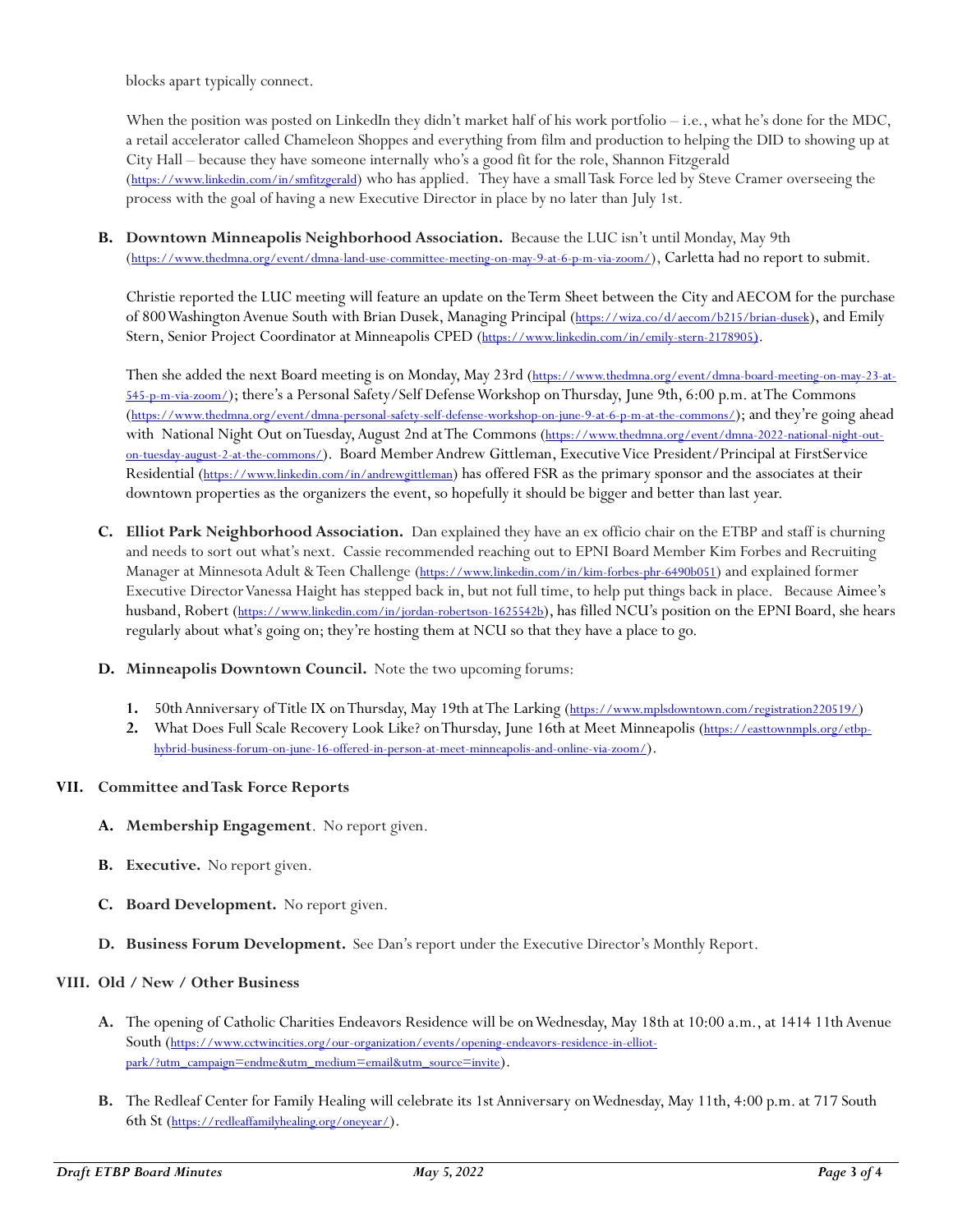blocks apart typically connect.

When the position was posted on LinkedIn they didn't market half of his work portfolio – i.e., what he's done for the MDC, a retail accelerator called Chameleon Shoppes and everything from film and production to helping the DID to showing up at City Hall – because they have someone internally who's a good fit for the role, Shannon Fitzgerald (https://www.linkedin.com/in/smfitzgerald) who has applied. They have a small Task Force led by Steve Cramer overseeing the process with the goal of having a new Executive Director in place by no later than July 1st.

**B. Downtown Minneapolis Neighborhood Association.** Because the LUC isn't until Monday, May 9th (https://www.thedmna.org/event/dmna-land-use-committee-meeting-on-may-9-at-6-p-m-via-zoom/), Carletta had no report to submit.

Christie reported the LUC meeting will feature an update on the Term Sheet between the City and AECOM for the purchase of 800 Washington Avenue South with Brian Dusek, Managing Principal (https://wiza.co/d/aecom/b215/brian-dusek), and Emily Stern, Senior Project Coordinator at Minneapolis CPED (https://www.linkedin.com/in/emily-stern-2178905).

Then she added the next Board meeting is on Monday, May 23rd (https://www.thedmna.org/event/dmna-board-meeting-on-may-23-at-545-p-m-via-zoom/); there's a Personal Safety/Self Defense Workshop on Thursday, June 9th, 6:00 p.m. at The Commons (https://www.thedmna.org/event/dmna-personal-safety-self-defense-workshop-on-june-9-at-6-p-m-at-the-commons/); and they're going ahead with National Night Out on Tuesday, August 2nd at The Commons (https://www.thedmna.org/event/dmna-2022-national-night-out-on-tuesday-august-2-at-the-commons/). Board Member Andrew Gittleman, Executive Vice President/Principal at FirstService Residential (https://www.linkedin.com/in/andrewgittleman) has offered FSR as the primary sponsor and the associates at their downtown properties as the organizers the event, so hopefully it should be bigger and better than last year.

**C. Elliot Park Neighborhood Association.** Dan explained they have an ex officio chair on the ETBP and staff is churning and needs to sort out what's next. Cassie recommended reaching out to EPNI Board Member Kim Forbes and Recruiting Manager at Minnesota Adult & Teen Challenge (https://www.linkedin.com/in/kim-forbes-phr-6490b051) and explained former Executive Director Vanessa Haight has stepped back in, but not full time, to help put things back in place. Because Aimee's husband, Robert (https://www.linkedin.com/in/jordan-robertson-1625542b), has filled NCU's position on the EPNI Board, she hears regularly about what's going on; they're hosting them at NCU so that they have a place to go.

**D. Minneapolis Downtown Council.** Note the two upcoming forums:

1. 50th Anniversary of Title IX on Thursday, May 19th at The Larking (https://www.mplsdowntown.com/registration220519/)
2. What Does Full Scale Recovery Look Like? on Thursday, June 16th at Meet Minneapolis (https://easttownmpls.org/etbp-hybrid-business-forum-on-june-16-offered-in-person-at-meet-minneapolis-and-online-via-zoom/).

## VII. Committee and Task Force Reports

**A. Membership Engagement**. No report given.

**B. Executive.** No report given.

**C. Board Development.** No report given.

**D. Business Forum Development.** See Dan's report under the Executive Director's Monthly Report.

## VIII. Old / New / Other Business

**A.** The opening of Catholic Charities Endeavors Residence will be on Wednesday, May 18th at 10:00 a.m., at 1414 11th Avenue South (https://www.cctwincities.org/our-organization/events/opening-endeavors-residence-in-elliot-park/?utm_campaign=endme&utm_medium=email&utm_source=invite).

**B.** The Redleaf Center for Family Healing will celebrate its 1st Anniversary on Wednesday, May 11th, 4:00 p.m. at 717 South 6th St (https://redleaffamilyhealing.org/oneyear/).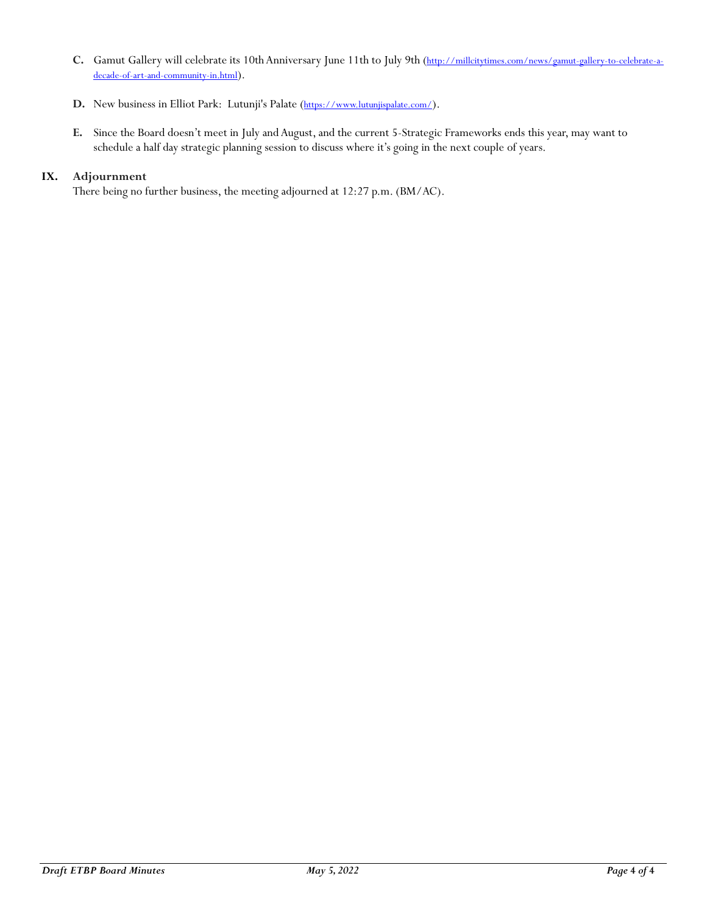**C.** Gamut Gallery will celebrate its 10th Anniversary June 11th to July 9th (http://millcitytimes.com/news/gamut-gallery-to-celebrate-a-decade-of-art-and-community-in.html).

**D.** New business in Elliot Park: Lutunji's Palate (https://www.lutunjispalate.com/).

**E.** Since the Board doesn't meet in July and August, and the current 5-Strategic Frameworks ends this year, may want to schedule a half day strategic planning session to discuss where it's going in the next couple of years.

## IX. Adjournment

There being no further business, the meeting adjourned at 12:27 p.m. (BM/AC).